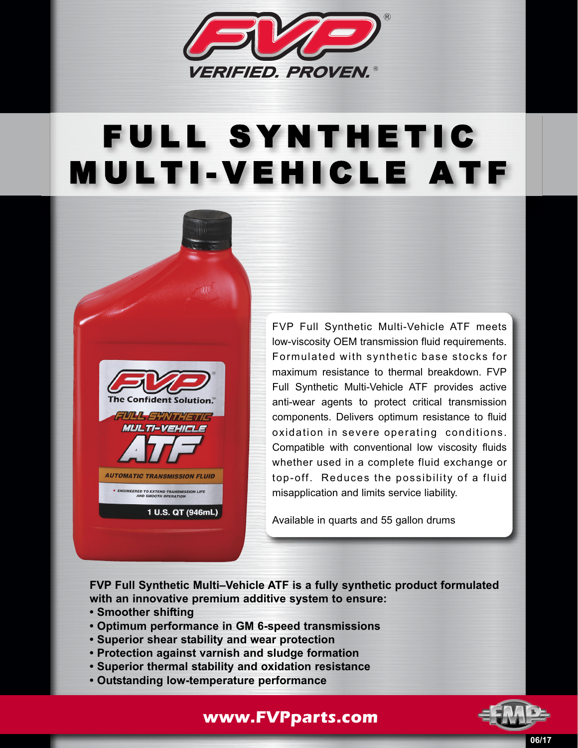FVP®

VERIFIED. PROVEN.®

# FULL SYNTHETIC MULTI-VEHICLE ATF

FVP®
The Confident Solution.™
FULL SYNTHETIC MULTI-VEHICLE ATF
AUTOMATIC TRANSMISSION FLUID
ENGINEERED TO EXTEND TRANSMISSION LIFE AND SMOOTH OPERATION
1 U.S. QT (946mL)

FVP Full Synthetic Multi-Vehicle ATF meets low-viscosity OEM transmission fluid requirements. Formulated with synthetic base stocks for maximum resistance to thermal breakdown. FVP Full Synthetic Multi-Vehicle ATF provides active anti-wear agents to protect critical transmission components. Delivers optimum resistance to fluid oxidation in severe operating conditions. Compatible with conventional low viscosity fluids whether used in a complete fluid exchange or top-off. Reduces the possibility of a fluid misapplication and limits service liability.

Available in quarts and 55 gallon drums

**FVP Full Synthetic Multi–Vehicle ATF is a fully synthetic product formulated with an innovative premium additive system to ensure:**

- **Smoother shifting**
- **Optimum performance in GM 6-speed transmissions**
- **Superior shear stability and wear protection**
- **Protection against varnish and sludge formation**
- **Superior thermal stability and oxidation resistance**
- **Outstanding low-temperature performance**

**www.FVPparts.com**

FMP

06/17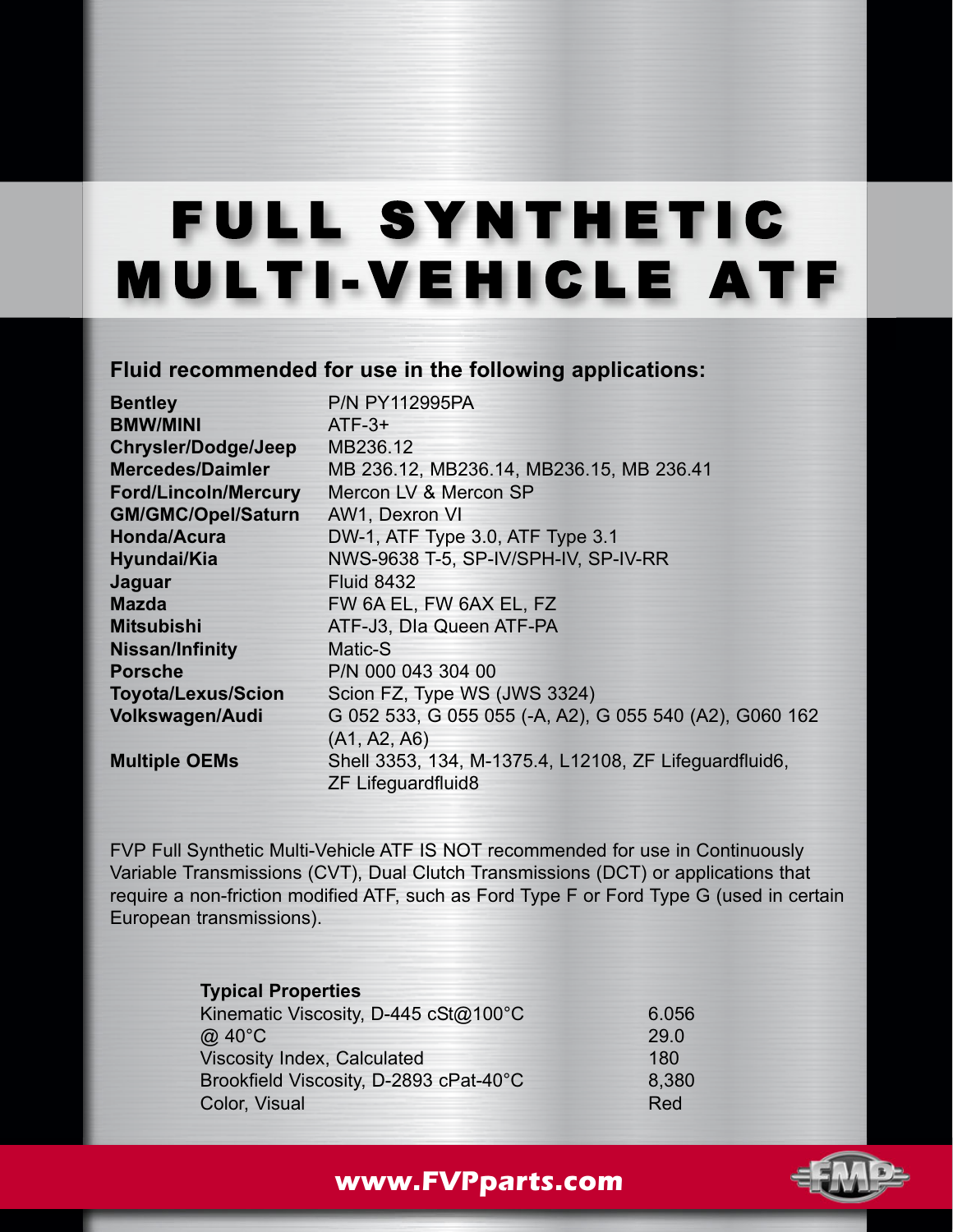# FULL SYNTHETIC MULTI-VEHICLE ATF

**Fluid recommended for use in the following applications:**

| | |
|---|---|
| **Bentley** | P/N PY112995PA |
| **BMW/MINI** | ATF-3+ |
| **Chrysler/Dodge/Jeep** | MB236.12 |
| **Mercedes/Daimler** | MB 236.12, MB236.14, MB236.15, MB 236.41 |
| **Ford/Lincoln/Mercury** | Mercon LV & Mercon SP |
| **GM/GMC/Opel/Saturn** | AW1, Dexron VI |
| **Honda/Acura** | DW-1, ATF Type 3.0, ATF Type 3.1 |
| **Hyundai/Kia** | NWS-9638 T-5, SP-IV/SPH-IV, SP-IV-RR |
| **Jaguar** | Fluid 8432 |
| **Mazda** | FW 6A EL, FW 6AX EL, FZ |
| **Mitsubishi** | ATF-J3, DIa Queen ATF-PA |
| **Nissan/Infinity** | Matic-S |
| **Porsche** | P/N 000 043 304 00 |
| **Toyota/Lexus/Scion** | Scion FZ, Type WS (JWS 3324) |
| **Volkswagen/Audi** | G 052 533, G 055 055 (-A, A2), G 055 540 (A2), G060 162 (A1, A2, A6) |
| **Multiple OEMs** | Shell 3353, 134, M-1375.4, L12108, ZF Lifeguardfluid6, ZF Lifeguardfluid8 |

FVP Full Synthetic Multi-Vehicle ATF IS NOT recommended for use in Continuously Variable Transmissions (CVT), Dual Clutch Transmissions (DCT) or applications that require a non-friction modified ATF, such as Ford Type F or Ford Type G (used in certain European transmissions).

| **Typical Properties** | |
|---|---|
| Kinematic Viscosity, D-445 cSt@100°C | 6.056 |
| @ 40°C | 29.0 |
| Viscosity Index, Calculated | 180 |
| Brookfield Viscosity, D-2893 cPat-40°C | 8,380 |
| Color, Visual | Red |

**www.FVPparts.com**